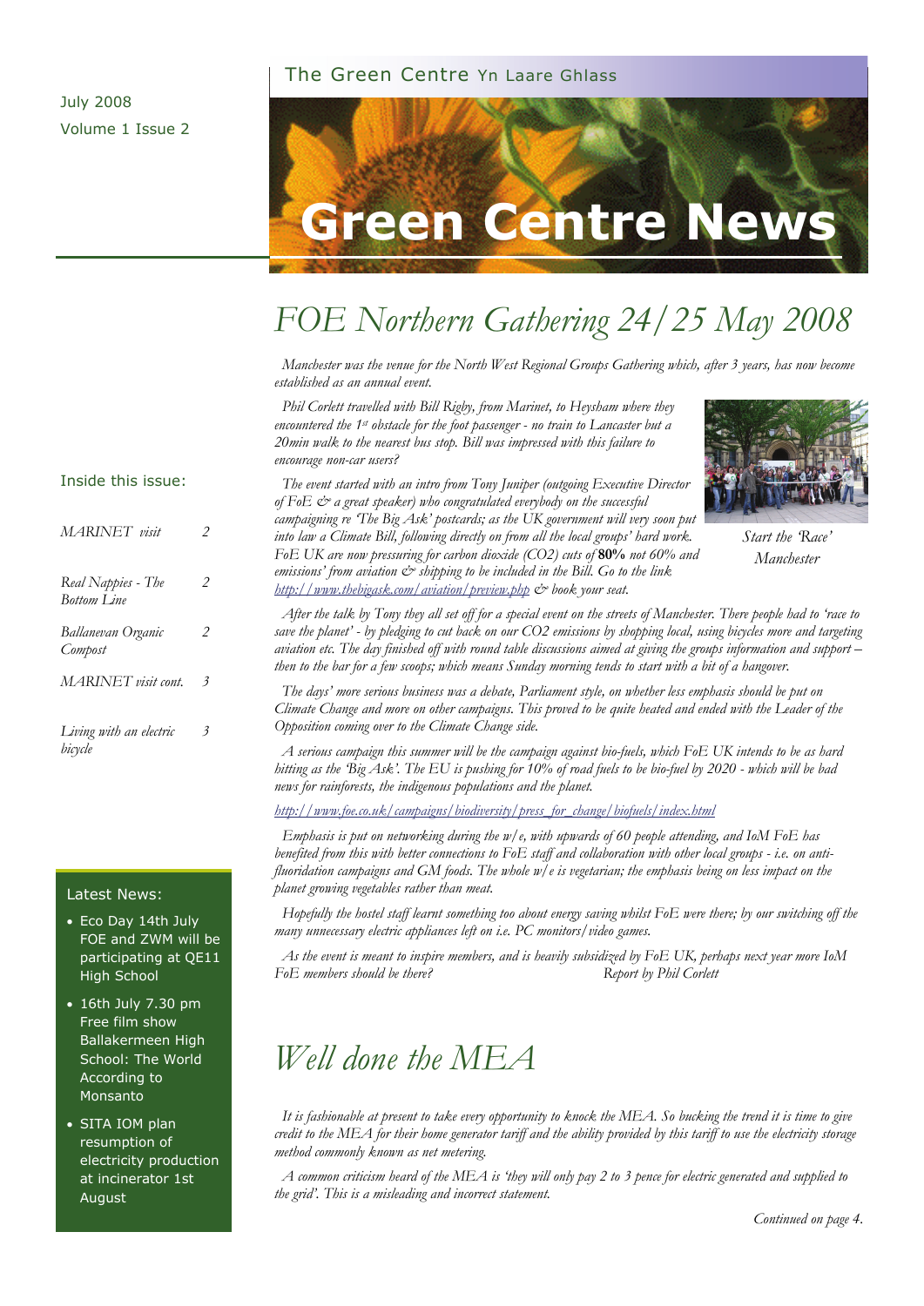July 2008
Volume 1 Issue 2

The Green Centre Yn Laare Ghlass

# Green Centre News

## FOE Northern Gathering 24/25 May 2008

*Manchester was the venue for the North West Regional Groups Gathering which, after 3 years, has now become established as an annual event.*

*Phil Corlett travelled with Bill Rigby, from Marinet, to Heysham where they encountered the 1st obstacle for the foot passenger - no train to Lancaster but a 20min walk to the nearest bus stop. Bill was impressed with this failure to encourage non-car users?*

*The event started with an intro from Tony Juniper (outgoing Executive Director of FoE & a great speaker) who congratulated everybody on the successful campaigning re 'The Big Ask' postcards; as the UK government will very soon put into law a Climate Bill, following directly on from all the local groups' hard work. FoE UK are now pressuring for carbon dioxide (CO2) cuts of* **80%** *not 60% and emissions' from aviation & shipping to be included in the Bill. Go to the link* http://www.thebigask.com/aviation/preview.php *& book your seat.*

*Start the 'Race' Manchester*

*After the talk by Tony they all set off for a special event on the streets of Manchester. There people had to 'race to save the planet' - by pledging to cut back on our CO2 emissions by shopping local, using bicycles more and targeting aviation etc. The day finished off with round table discussions aimed at giving the groups information and support – then to the bar for a few scoops; which means Sunday morning tends to start with a bit of a hangover.*

*The days' more serious business was a debate, Parliament style, on whether less emphasis should be put on Climate Change and more on other campaigns. This proved to be quite heated and ended with the Leader of the Opposition coming over to the Climate Change side.*

*A serious campaign this summer will be the campaign against bio-fuels, which FoE UK intends to be as hard hitting as the 'Big Ask'. The EU is pushing for 10% of road fuels to be bio-fuel by 2020 - which will be bad news for rainforests, the indigenous populations and the planet.*

http://www.foe.co.uk/campaigns/biodiversity/press_for_change/biofuels/index.html

*Emphasis is put on networking during the w/e, with upwards of 60 people attending, and IoM FoE has benefited from this with better connections to FoE staff and collaboration with other local groups - i.e. on anti-fluoridation campaigns and GM foods. The whole w/e is vegetarian; the emphasis being on less impact on the planet growing vegetables rather than meat.*

*Hopefully the hostel staff learnt something too about energy saving whilst FoE were there; by our switching off the many unnecessary electric appliances left on i.e. PC monitors/video games.*

*As the event is meant to inspire members, and is heavily subsidized by FoE UK, perhaps next year more IoM FoE members should be there?* *Report by Phil Corlett*

## Well done the MEA

*It is fashionable at present to take every opportunity to knock the MEA. So bucking the trend it is time to give credit to the MEA for their home generator tariff and the ability provided by this tariff to use the electricity storage method commonly known as net metering.*

*A common criticism heard of the MEA is 'they will only pay 2 to 3 pence for electric generated and supplied to the grid'. This is a misleading and incorrect statement.*

*Continued on page 4.*

### Inside this issue:

| | |
|---|---|
| *MARINET visit* | *2* |
| *Real Nappies - The Bottom Line* | *2* |
| *Ballanevan Organic Compost* | *2* |
| *MARINET visit cont.* | *3* |
| *Living with an electric bicycle* | *3* |

### Latest News:

- Eco Day 14th July FOE and ZWM will be participating at QE11 High School
- 16th July 7.30 pm Free film show Ballakermeen High School: The World According to Monsanto
- SITA IOM plan resumption of electricity production at incinerator 1st August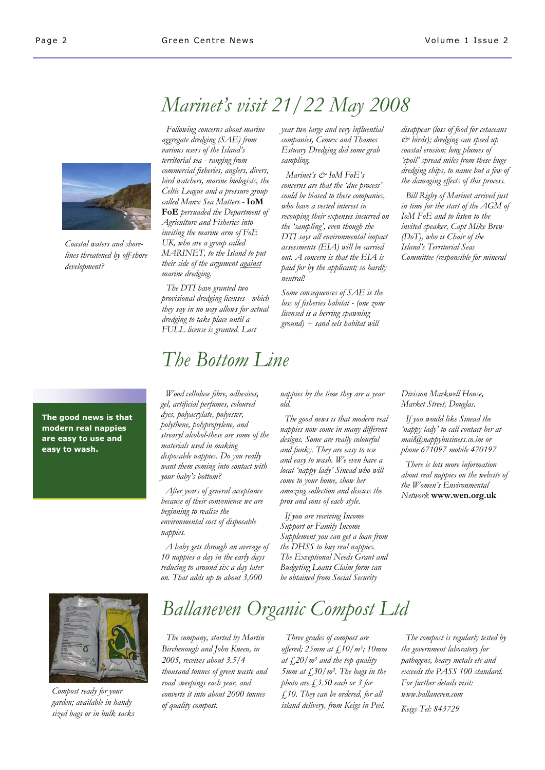# Marinet's visit 21/22 May 2008

*Coastal waters and shore-lines threatened by off-shore development?*

*Following concerns about marine aggregate dredging (SAE) from various users of the Island's territorial sea - ranging from commercial fisheries, anglers, divers, bird watchers, marine biologists, the Celtic League and a pressure group called Manx Sea Matters -* **IoM FoE** *persuaded the Department of Agriculture and Fisheries into inviting the marine arm of FoE UK, who are a group called MARINET, to the Island to put their side of the argument* ***against*** *marine dredging.*

*The DTI have granted two provisional dredging licenses - which they say in no way allows for actual dredging to take place until a FULL license is granted. Last year two large and very influential companies, Cemex and Thames Estuary Dredging did some grab sampling.*

*Marinet's & IoM FoE's concerns are that the 'due process' could be biased to these companies, who have a vested interest in recouping their expenses incurred on the 'sampling', even though the DTI says all environmental impact assessments (EIA) will be carried out. A concern is that the EIA is paid for by the applicant; so hardly neutral!*

*Some consequences of SAE is the loss of fisheries habitat - (one zone licensed is a herring spawning ground) + sand eels habitat will disappear (loss of food for cetaceans & birds); dredging can speed up coastal erosion; long plumes of 'spoil' spread miles from these huge dredging ships, to name but a few of the damaging effects of this process.*

*Bill Rigby of Marinet arrived just in time for the start of the AGM of IoM FoE and to listen to the invited speaker, Capt Mike Brew (DoT), who is Chair of the Island's Territorial Seas Committee (responsible for mineral*

# The Bottom Line

**The good news is that modern real nappies are easy to use and easy to wash.**

*Wood cellulose fibre, adhesives, gel, artificial perfumes, coloured dyes, polyacrylate, polyester, polythene, polypropylene, and streary l alcohol-these are some of the materials used in making disposable nappies. Do you really want them coming into contact with your baby's bottom?*

*After years of general acceptance because of their convenience we are beginning to realise the environmental cost of disposable nappies.*

*A baby gets through an average of 10 nappies a day in the early days reducing to around six a day later on. That adds up to about 3,000 nappies by the time they are a year old.*

*The good news is that modern real nappies now come in many different designs. Some are really colourful and funky. They are easy to use and easy to wash. We even have a local 'nappy lady' Sinead who will come to your home, show her amazing collection and discuss the pros and cons of each style.*

*If you are receiving Income Support or Family Income Supplement you can get a loan from the DHSS to buy real nappies. The Exceptional Needs Grant and Budgeting Loans Claim form can be obtained from Social Security Division Markwell House, Market Street, Douglas.*

*If you would like Sinead the 'nappy lady' to call contact her at mail@nappybusiness.co.im or phone 671097 mobile 470197*

*There is lots more information about real nappies on the website of the Women's Environmental Network:* **www.wen.org.uk**

# Ballaneven Organic Compost Ltd

*Compost ready for your garden; available in handy sized bags or in bulk sacks*

*The company, started by Martin Birchenough and John Kneen, in 2005, receives about 3.5/4 thousand tonnes of green waste and road sweepings each year, and converts it into about 2000 tonnes of quality compost.*

*Three grades of compost are offered; 25mm at £10/m³; 10mm at £20/m³ and the top quality 5mm at £30/m³. The bags in the photo are £3.50 each or 3 for £10. They can be ordered, for all island delivery, from Keigs in Peel.*

*The compost is regularly tested by the government laboratory for pathogens, heavy metals etc and exceeds the PASS 100 standard. For further details visit: www.ballaneven.com*

*Keigs Tel: 843729*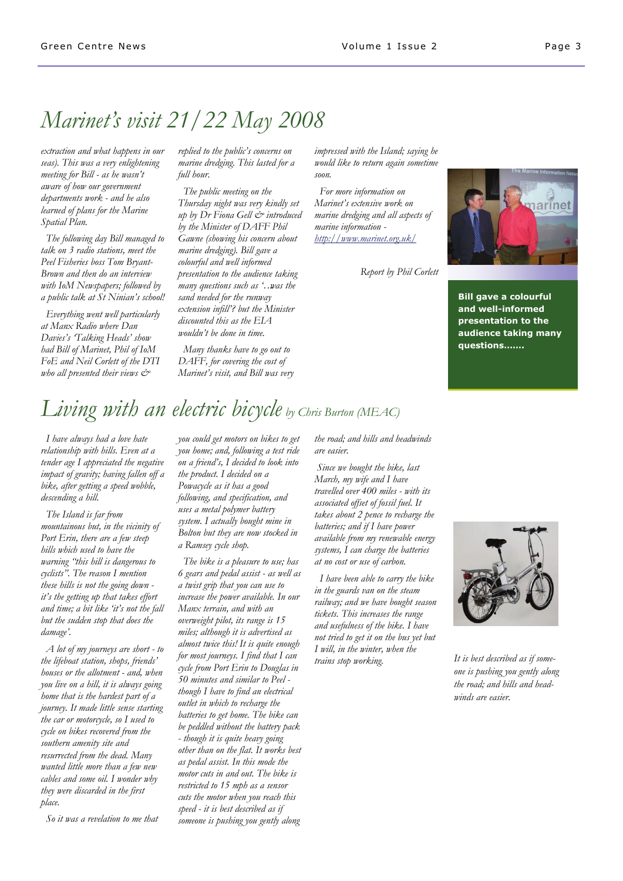# *Marinet's visit 21/22 May 2008*

*extraction and what happens in our seas). This was a very enlightening meeting for Bill - as he wasn't aware of how our government departments work - and he also learned of plans for the Marine Spatial Plan.*

*The following day Bill managed to talk on 3 radio stations, meet the Peel Fisheries boss Tom Bryant-Brown and then do an interview with IoM Newspapers; followed by a public talk at St Ninian's school!*

*Everything went well particularly at Manx Radio where Dan Davies's 'Talking Heads' show had Bill of Marinet, Phil of IoM FoE and Neil Corlett of the DTI who all presented their views & replied to the public's concerns on marine dredging. This lasted for a full hour.*

*The public meeting on the Thursday night was very kindly set up by Dr Fiona Gell & introduced by the Minister of DAFF Phil Gawne (showing his concern about marine dredging). Bill gave a colourful and well informed presentation to the audience taking many questions such as '..was the sand needed for the runway extension infill'? but the Minister discounted this as the EIA wouldn't be done in time.*

*Many thanks have to go out to DAFF, for covering the cost of Marinet's visit, and Bill was very impressed with the Island; saying he would like to return again sometime soon.*

*For more information on Marinet's extensive work on marine dredging and all aspects of marine information - http://www.marinet.org.uk/*

*Report by Phil Corlett*

**Bill gave a colourful and well-informed presentation to the audience taking many questions.......**

# *Living with an electric bicycle* *by Chris Burton (MEAC)*

*I have always had a love hate relationship with hills. Even at a tender age I appreciated the negative impact of gravity; having fallen off a bike, after getting a speed wobble, descending a hill.*

*The Island is far from mountainous but, in the vicinity of Port Erin, there are a few steep hills which used to have the warning "this hill is dangerous to cyclists". The reason I mention these hills is not the going down - it's the getting up that takes effort and time; a bit like 'it's not the fall but the sudden stop that does the damage'.*

*A lot of my journeys are short - to the lifeboat station, shops, friends' houses or the allotment - and, when you live on a hill, it is always going home that is the hardest part of a journey. It made little sense starting the car or motorcycle, so I used to cycle on bikes recovered from the southern amenity site and resurrected from the dead. Many wanted little more than a few new cables and some oil. I wonder why they were discarded in the first place.*

*So it was a revelation to me that you could get motors on bikes to get you home; and, following a test ride on a friend's, I decided to look into the product. I decided on a Powacycle as it has a good following, and specification, and uses a metal polymer battery system. I actually bought mine in Bolton but they are now stocked in a Ramsey cycle shop.*

*The bike is a pleasure to use; has 6 gears and pedal assist - as well as a twist grip that you can use to increase the power available. In our Manx terrain, and with an overweight pilot, its range is 15 miles; although it is advertised as almost twice this! It is quite enough for most journeys. I find that I can cycle from Port Erin to Douglas in 50 minutes and similar to Peel - though I have to find an electrical outlet in which to recharge the batteries to get home. The bike can be peddled without the battery pack - though it is quite heavy going other than on the flat. It works best as pedal assist. In this mode the motor cuts in and out. The bike is restricted to 15 mph as a sensor cuts the motor when you reach this speed - it is best described as if someone is pushing you gently along the road; and hills and headwinds are easier.*

*Since we bought the bike, last March, my wife and I have travelled over 400 miles - with its associated offset of fossil fuel. It takes about 2 pence to recharge the batteries; and if I have power available from my renewable energy systems, I can charge the batteries at no cost or use of carbon.*

*I have been able to carry the bike in the guards van on the steam railway; and we have bought season tickets. This increases the range and usefulness of the bike. I have not tried to get it on the bus yet but I will, in the winter, when the trains stop working.*

*It is best described as if someone is pushing you gently along the road; and hills and headwinds are easier.*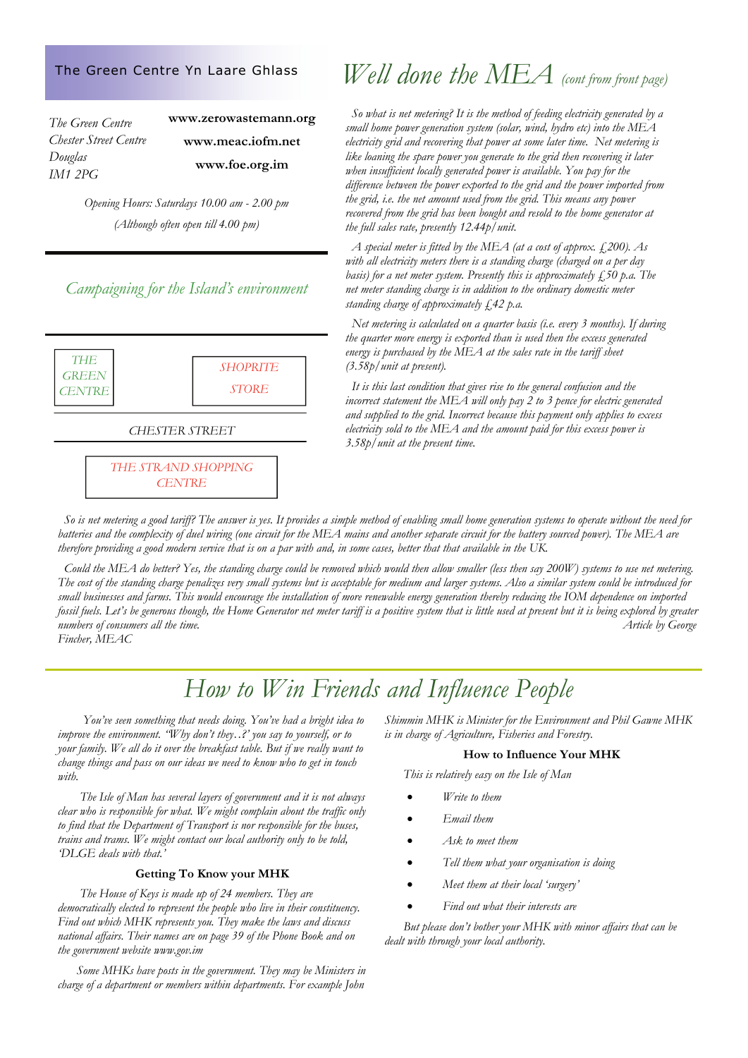## The Green Centre Yn Laare Ghlass

*The Green Centre*
*Chester Street Centre*
*Douglas*
*IM1 2PG*

**www.zerowastemann.org**

**www.meac.iofm.net**

**www.foe.org.im**

*Opening Hours: Saturdays 10.00 am - 2.00 pm*
*(Although often open till 4.00 pm)*

*Campaigning for the Island's environment*

THE GREEN CENTRE

SHOPRITE STORE

CHESTER STREET

THE STRAND SHOPPING CENTRE

# *Well done the MEA* *(cont from front page)*

*So what is net metering? It is the method of feeding electricity generated by a small home power generation system (solar, wind, hydro etc) into the MEA electricity grid and recovering that power at some later time. Net metering is like loaning the spare power you generate to the grid then recovering it later when insufficient locally generated power is available. You pay for the difference between the power exported to the grid and the power imported from the grid, i.e. the net amount used from the grid. This means any power recovered from the grid has been bought and resold to the home generator at the full sales rate, presently 12.44p/unit.*

*A special meter is fitted by the MEA (at a cost of approx. £200). As with all electricity meters there is a standing charge (charged on a per day basis) for a net meter system. Presently this is approximately £50 p.a. The net meter standing charge is in addition to the ordinary domestic meter standing charge of approximately £42 p.a.*

*Net metering is calculated on a quarter basis (i.e. every 3 months). If during the quarter more energy is exported than is used then the excess generated energy is purchased by the MEA at the sales rate in the tariff sheet (3.58p/unit at present).*

*It is this last condition that gives rise to the general confusion and the incorrect statement the MEA will only pay 2 to 3 pence for electric generated and supplied to the grid. Incorrect because this payment only applies to excess electricity sold to the MEA and the amount paid for this excess power is 3.58p/unit at the present time.*

*So is net metering a good tariff? The answer is yes. It provides a simple method of enabling small home generation systems to operate without the need for batteries and the complexity of duel wiring (one circuit for the MEA mains and another separate circuit for the battery sourced power). The MEA are therefore providing a good modern service that is on a par with and, in some cases, better that that available in the UK.*

*Could the MEA do better? Yes, the standing charge could be removed which would then allow smaller (less then say 200W) systems to use net metering. The cost of the standing charge penalizes very small systems but is acceptable for medium and larger systems. Also a similar system could be introduced for small businesses and farms. This would encourage the installation of more renewable energy generation thereby reducing the IOM dependence on imported fossil fuels. Let's be generous though, the Home Generator net meter tariff is a positive system that is little used at present but it is being explored by greater numbers of consumers all the time.*

*Article by George Fincher, MEAC*

# *How to Win Friends and Influence People*

*You've seen something that needs doing. You've had a bright idea to improve the environment. 'Why don't they..?' you say to yourself, or to your family. We all do it over the breakfast table. But if we really want to change things and pass on our ideas we need to know who to get in touch with.*

*The Isle of Man has several layers of government and it is not always clear who is responsible for what. We might complain about the traffic only to find that the Department of Transport is nor responsible for the buses, trains and trams. We might contact our local authority only to be told, 'DLGE deals with that.'*

### Getting To Know your MHK

*The House of Keys is made up of 24 members. They are democratically elected to represent the people who live in their constituency. Find out which MHK represents you. They make the laws and discuss national affairs. Their names are on page 39 of the Phone Book and on the government website www.gov.im*

*Some MHKs have posts in the government. They may be Ministers in charge of a department or members within departments. For example John Shimmin MHK is Minister for the Environment and Phil Gawne MHK is in charge of Agriculture, Fisheries and Forestry.*

### How to Influence Your MHK

*This is relatively easy on the Isle of Man*

- *Write to them*
- *Email them*
- *Ask to meet them*
- *Tell them what your organisation is doing*
- *Meet them at their local 'surgery'*
- *Find out what their interests are*

*But please don't bother your MHK with minor affairs that can be dealt with through your local authority.*